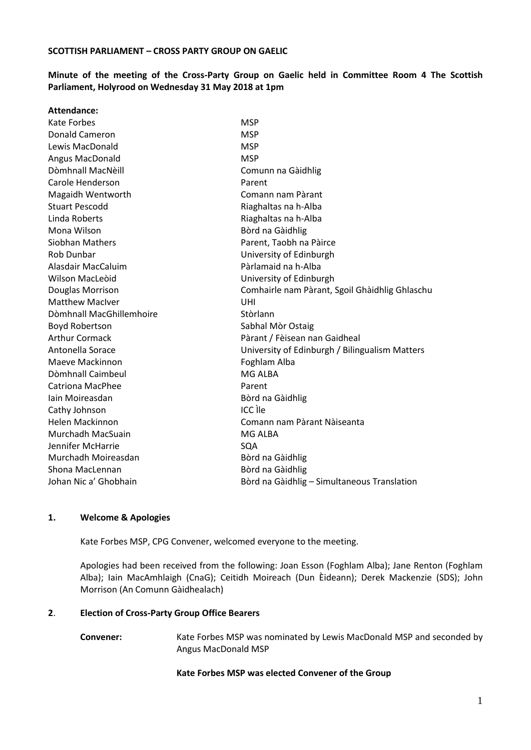**SCOTTISH PARLIAMENT – CROSS PARTY GROUP ON GAELIC**

**Minute of the meeting of the Cross-Party Group on Gaelic held in Committee Room 4 The Scottish Parliament, Holyrood on Wednesday 31 May 2018 at 1pm**

**Attendance:**

| | |
|---|---|
| Kate Forbes | MSP |
| Donald Cameron | MSP |
| Lewis MacDonald | MSP |
| Angus MacDonald | MSP |
| Dòmhnall MacNèill | Comunn na Gàidhlig |
| Carole Henderson | Parent |
| Magaidh Wentworth | Comann nam Pàrant |
| Stuart Pescodd | Riaghaltas na h-Alba |
| Linda Roberts | Riaghaltas na h-Alba |
| Mona Wilson | Bòrd na Gàidhlig |
| Siobhan Mathers | Parent, Taobh na Pàirce |
| Rob Dunbar | University of Edinburgh |
| Alasdair MacCaluim | Pàrlamaid na h-Alba |
| Wilson MacLeòid | University of Edinburgh |
| Douglas Morrison | Comhairle nam Pàrant, Sgoil Ghàidhlig Ghlaschu |
| Matthew MacIver | UHI |
| Dòmhnall MacGhillemhoire | Stòrlann |
| Boyd Robertson | Sabhal Mòr Ostaig |
| Arthur Cormack | Pàrant / Fèisean nan Gaidheal |
| Antonella Sorace | University of Edinburgh / Bilingualism Matters |
| Maeve Mackinnon | Foghlam Alba |
| Dòmhnall Caimbeul | MG ALBA |
| Catriona MacPhee | Parent |
| Iain Moireasdan | Bòrd na Gàidhlig |
| Cathy Johnson | ICC Ìle |
| Helen Mackinnon | Comann nam Pàrant Nàiseanta |
| Murchadh MacSuain | MG ALBA |
| Jennifer McHarrie | SQA |
| Murchadh Moireasdan | Bòrd na Gàidhlig |
| Shona MacLennan | Bòrd na Gàidhlig |
| Johan Nic a' Ghobhain | Bòrd na Gàidhlig – Simultaneous Translation |

## 1. Welcome & Apologies

Kate Forbes MSP, CPG Convener, welcomed everyone to the meeting.

Apologies had been received from the following: Joan Esson (Foghlam Alba); Jane Renton (Foghlam Alba); Iain MacAmhlaigh (CnaG); Ceitidh Moireach (Dun Èideann); Derek Mackenzie (SDS); John Morrison (An Comunn Gàidhealach)

## 2. Election of Cross-Party Group Office Bearers

**Convener:** Kate Forbes MSP was nominated by Lewis MacDonald MSP and seconded by Angus MacDonald MSP

**Kate Forbes MSP was elected Convener of the Group**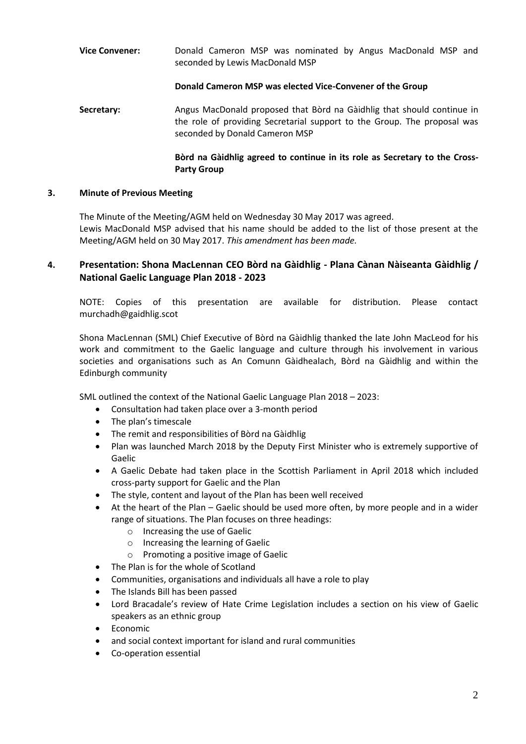**Vice Convener:** Donald Cameron MSP was nominated by Angus MacDonald MSP and seconded by Lewis MacDonald MSP

**Donald Cameron MSP was elected Vice-Convener of the Group**

**Secretary:** Angus MacDonald proposed that Bòrd na Gàidhlig that should continue in the role of providing Secretarial support to the Group. The proposal was seconded by Donald Cameron MSP

**Bòrd na Gàidhlig agreed to continue in its role as Secretary to the Cross-Party Group**

## 3. Minute of Previous Meeting

The Minute of the Meeting/AGM held on Wednesday 30 May 2017 was agreed.
Lewis MacDonald MSP advised that his name should be added to the list of those present at the Meeting/AGM held on 30 May 2017. *This amendment has been made.*

## 4. Presentation: Shona MacLennan CEO Bòrd na Gàidhlig - Plana Cànan Nàiseanta Gàidhlig / National Gaelic Language Plan 2018 - 2023

NOTE: Copies of this presentation are available for distribution. Please contact murchadh@gaidhlig.scot

Shona MacLennan (SML) Chief Executive of Bòrd na Gàidhlig thanked the late John MacLeod for his work and commitment to the Gaelic language and culture through his involvement in various societies and organisations such as An Comunn Gàidhealach, Bòrd na Gàidhlig and within the Edinburgh community

SML outlined the context of the National Gaelic Language Plan 2018 – 2023:

- Consultation had taken place over a 3-month period
- The plan's timescale
- The remit and responsibilities of Bòrd na Gàidhlig
- Plan was launched March 2018 by the Deputy First Minister who is extremely supportive of Gaelic
- A Gaelic Debate had taken place in the Scottish Parliament in April 2018 which included cross-party support for Gaelic and the Plan
- The style, content and layout of the Plan has been well received
- At the heart of the Plan – Gaelic should be used more often, by more people and in a wider range of situations. The Plan focuses on three headings:
  - Increasing the use of Gaelic
  - Increasing the learning of Gaelic
  - Promoting a positive image of Gaelic
- The Plan is for the whole of Scotland
- Communities, organisations and individuals all have a role to play
- The Islands Bill has been passed
- Lord Bracadale's review of Hate Crime Legislation includes a section on his view of Gaelic speakers as an ethnic group
- Economic
- and social context important for island and rural communities
- Co-operation essential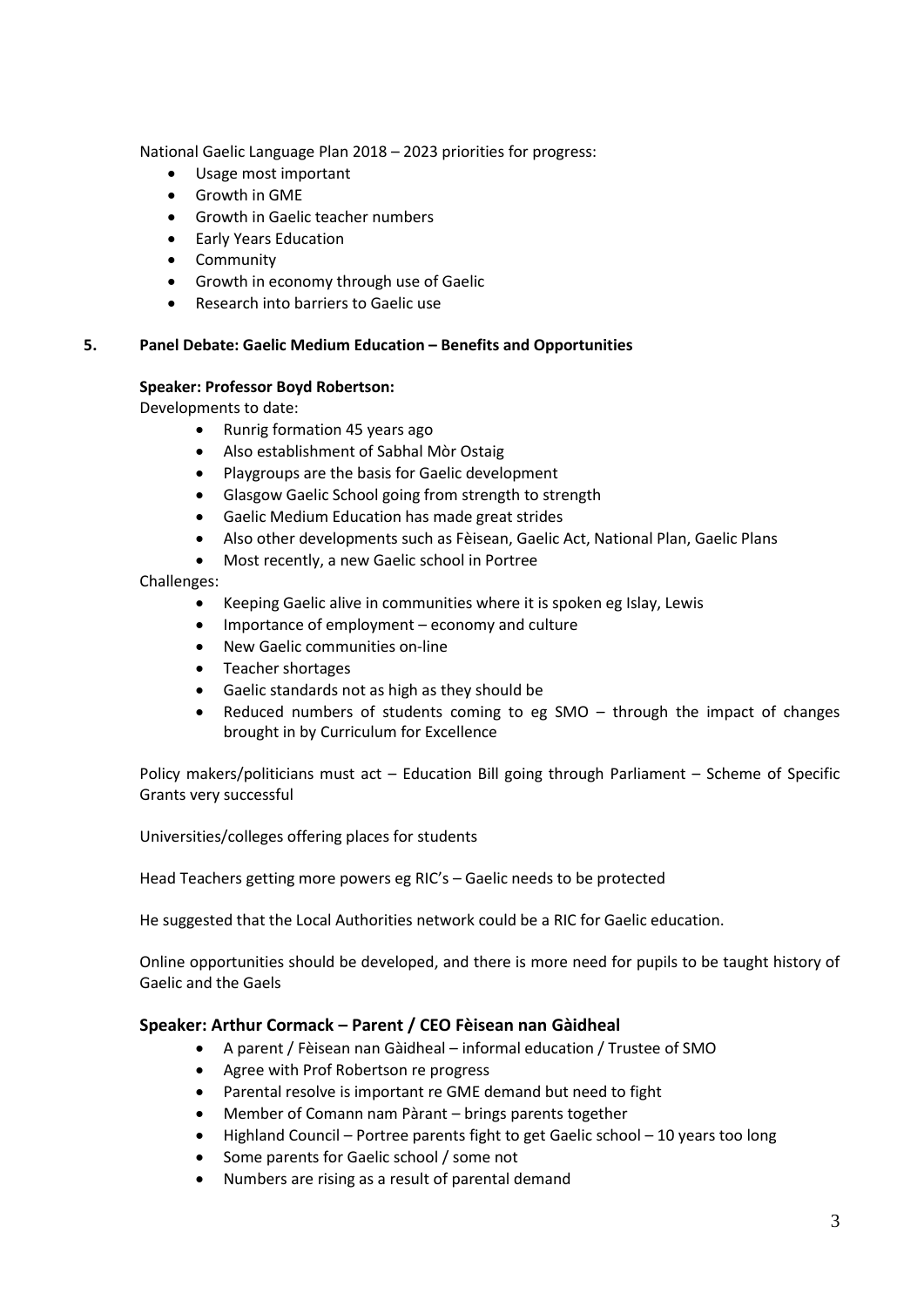National Gaelic Language Plan 2018 – 2023 priorities for progress:

- Usage most important
- Growth in GME
- Growth in Gaelic teacher numbers
- Early Years Education
- Community
- Growth in economy through use of Gaelic
- Research into barriers to Gaelic use

## 5. Panel Debate: Gaelic Medium Education – Benefits and Opportunities

**Speaker: Professor Boyd Robertson:**

Developments to date:

- Runrig formation 45 years ago
- Also establishment of Sabhal Mòr Ostaig
- Playgroups are the basis for Gaelic development
- Glasgow Gaelic School going from strength to strength
- Gaelic Medium Education has made great strides
- Also other developments such as Fèisean, Gaelic Act, National Plan, Gaelic Plans
- Most recently, a new Gaelic school in Portree

Challenges:

- Keeping Gaelic alive in communities where it is spoken eg Islay, Lewis
- Importance of employment – economy and culture
- New Gaelic communities on-line
- Teacher shortages
- Gaelic standards not as high as they should be
- Reduced numbers of students coming to eg SMO – through the impact of changes brought in by Curriculum for Excellence

Policy makers/politicians must act – Education Bill going through Parliament – Scheme of Specific Grants very successful

Universities/colleges offering places for students

Head Teachers getting more powers eg RIC's – Gaelic needs to be protected

He suggested that the Local Authorities network could be a RIC for Gaelic education.

Online opportunities should be developed, and there is more need for pupils to be taught history of Gaelic and the Gaels

### Speaker: Arthur Cormack – Parent / CEO Fèisean nan Gàidheal

- A parent / Fèisean nan Gàidheal – informal education / Trustee of SMO
- Agree with Prof Robertson re progress
- Parental resolve is important re GME demand but need to fight
- Member of Comann nam Pàrant – brings parents together
- Highland Council – Portree parents fight to get Gaelic school – 10 years too long
- Some parents for Gaelic school / some not
- Numbers are rising as a result of parental demand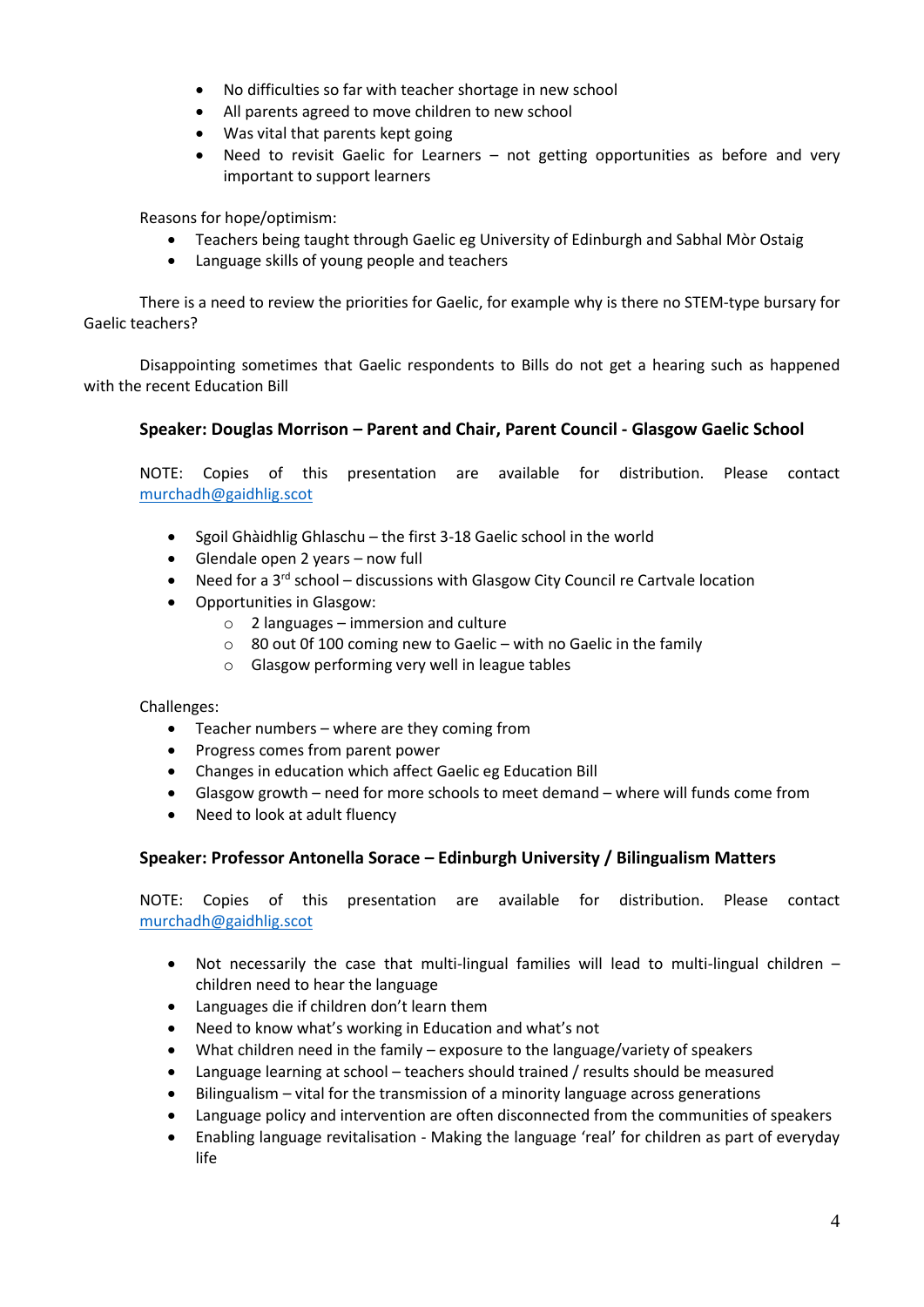- No difficulties so far with teacher shortage in new school
- All parents agreed to move children to new school
- Was vital that parents kept going
- Need to revisit Gaelic for Learners – not getting opportunities as before and very important to support learners

Reasons for hope/optimism:

- Teachers being taught through Gaelic eg University of Edinburgh and Sabhal Mòr Ostaig
- Language skills of young people and teachers

There is a need to review the priorities for Gaelic, for example why is there no STEM-type bursary for Gaelic teachers?

Disappointing sometimes that Gaelic respondents to Bills do not get a hearing such as happened with the recent Education Bill

### Speaker: Douglas Morrison – Parent and Chair, Parent Council - Glasgow Gaelic School

NOTE: Copies of this presentation are available for distribution. Please contact murchadh@gaidhlig.scot

- Sgoil Ghàidhlig Ghlaschu – the first 3-18 Gaelic school in the world
- Glendale open 2 years – now full
- Need for a 3rd school – discussions with Glasgow City Council re Cartvale location
- Opportunities in Glasgow:
  - 2 languages – immersion and culture
  - 80 out 0f 100 coming new to Gaelic – with no Gaelic in the family
  - Glasgow performing very well in league tables

Challenges:

- Teacher numbers – where are they coming from
- Progress comes from parent power
- Changes in education which affect Gaelic eg Education Bill
- Glasgow growth – need for more schools to meet demand – where will funds come from
- Need to look at adult fluency

### Speaker: Professor Antonella Sorace – Edinburgh University / Bilingualism Matters

NOTE: Copies of this presentation are available for distribution. Please contact murchadh@gaidhlig.scot

- Not necessarily the case that multi-lingual families will lead to multi-lingual children – children need to hear the language
- Languages die if children don't learn them
- Need to know what's working in Education and what's not
- What children need in the family – exposure to the language/variety of speakers
- Language learning at school – teachers should trained / results should be measured
- Bilingualism – vital for the transmission of a minority language across generations
- Language policy and intervention are often disconnected from the communities of speakers
- Enabling language revitalisation - Making the language 'real' for children as part of everyday life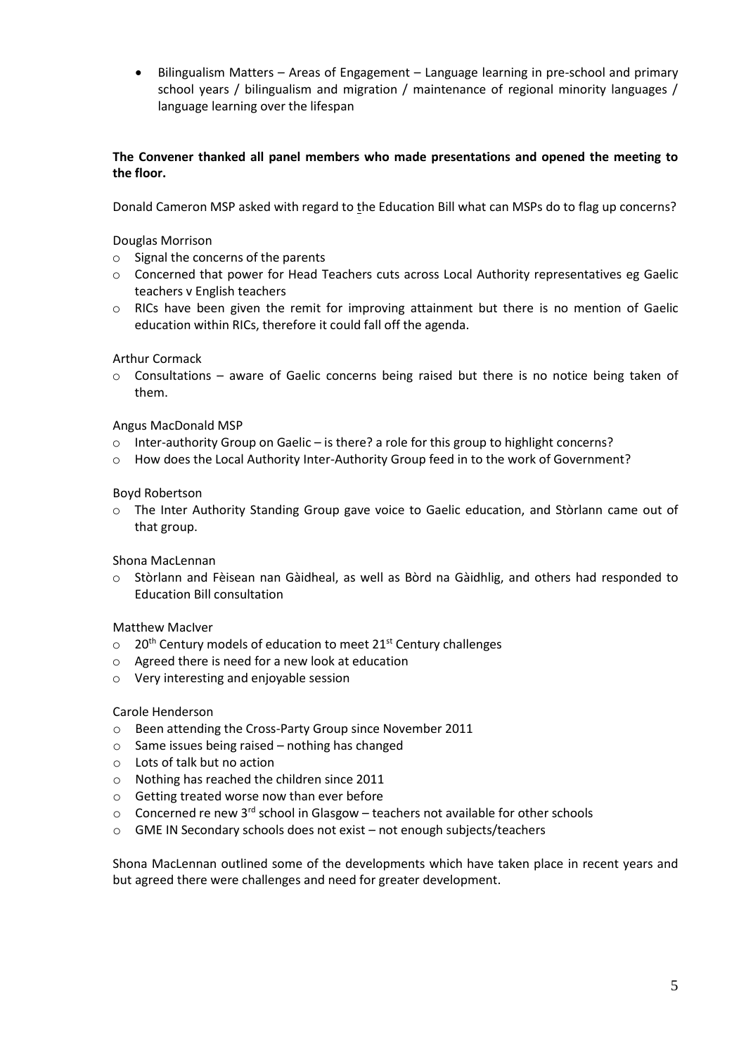- Bilingualism Matters – Areas of Engagement – Language learning in pre-school and primary school years / bilingualism and migration / maintenance of regional minority languages / language learning over the lifespan

**The Convener thanked all panel members who made presentations and opened the meeting to the floor.**

Donald Cameron MSP asked with regard to the Education Bill what can MSPs do to flag up concerns?

Douglas Morrison

- Signal the concerns of the parents
- Concerned that power for Head Teachers cuts across Local Authority representatives eg Gaelic teachers v English teachers
- RICs have been given the remit for improving attainment but there is no mention of Gaelic education within RICs, therefore it could fall off the agenda.

Arthur Cormack

- Consultations – aware of Gaelic concerns being raised but there is no notice being taken of them.

Angus MacDonald MSP

- Inter-authority Group on Gaelic – is there? a role for this group to highlight concerns?
- How does the Local Authority Inter-Authority Group feed in to the work of Government?

Boyd Robertson

- The Inter Authority Standing Group gave voice to Gaelic education, and Stòrlann came out of that group.

Shona MacLennan

- Stòrlann and Fèisean nan Gàidheal, as well as Bòrd na Gàidhlig, and others had responded to Education Bill consultation

Matthew MacIver

- 20th Century models of education to meet 21st Century challenges
- Agreed there is need for a new look at education
- Very interesting and enjoyable session

Carole Henderson

- Been attending the Cross-Party Group since November 2011
- Same issues being raised – nothing has changed
- Lots of talk but no action
- Nothing has reached the children since 2011
- Getting treated worse now than ever before
- Concerned re new 3rd school in Glasgow – teachers not available for other schools
- GME IN Secondary schools does not exist – not enough subjects/teachers

Shona MacLennan outlined some of the developments which have taken place in recent years and but agreed there were challenges and need for greater development.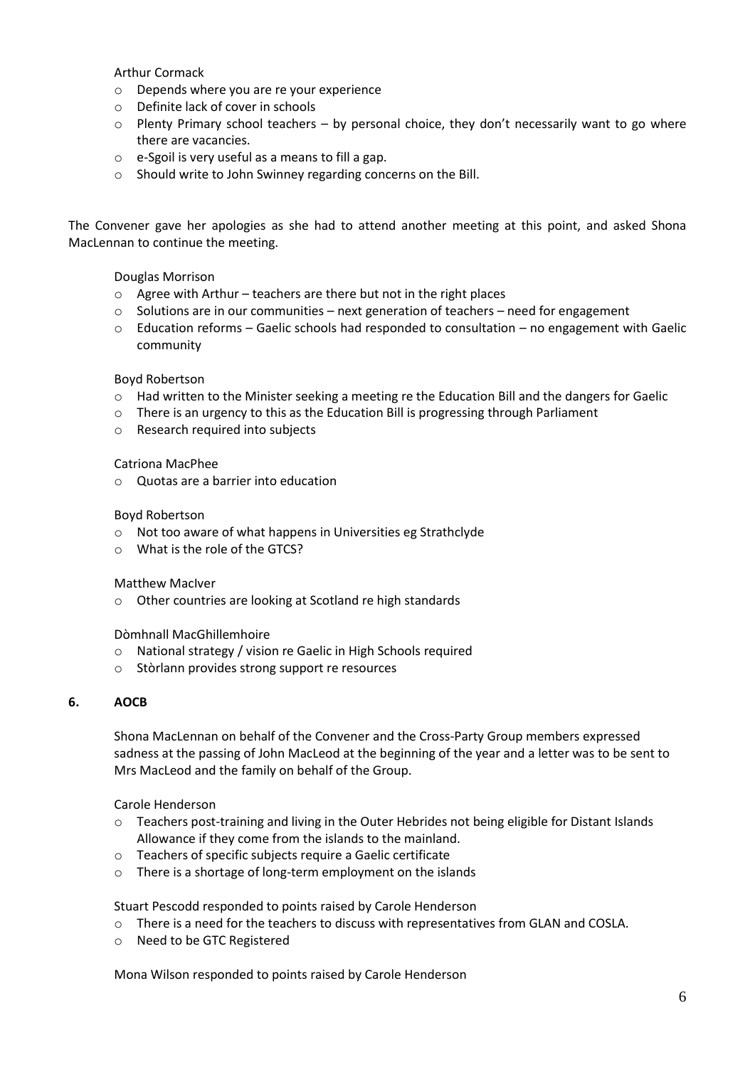Arthur Cormack

- Depends where you are re your experience
- Definite lack of cover in schools
- Plenty Primary school teachers – by personal choice, they don't necessarily want to go where there are vacancies.
- e-Sgoil is very useful as a means to fill a gap.
- Should write to John Swinney regarding concerns on the Bill.

The Convener gave her apologies as she had to attend another meeting at this point, and asked Shona MacLennan to continue the meeting.

Douglas Morrison

- Agree with Arthur – teachers are there but not in the right places
- Solutions are in our communities – next generation of teachers – need for engagement
- Education reforms – Gaelic schools had responded to consultation – no engagement with Gaelic community

Boyd Robertson

- Had written to the Minister seeking a meeting re the Education Bill and the dangers for Gaelic
- There is an urgency to this as the Education Bill is progressing through Parliament
- Research required into subjects

Catriona MacPhee

- Quotas are a barrier into education

Boyd Robertson

- Not too aware of what happens in Universities eg Strathclyde
- What is the role of the GTCS?

Matthew MacIver

- Other countries are looking at Scotland re high standards

Dòmhnall MacGhillemhoire

- National strategy / vision re Gaelic in High Schools required
- Stòrlann provides strong support re resources

## 6. AOCB

Shona MacLennan on behalf of the Convener and the Cross-Party Group members expressed sadness at the passing of John MacLeod at the beginning of the year and a letter was to be sent to Mrs MacLeod and the family on behalf of the Group.

Carole Henderson

- Teachers post-training and living in the Outer Hebrides not being eligible for Distant Islands Allowance if they come from the islands to the mainland.
- Teachers of specific subjects require a Gaelic certificate
- There is a shortage of long-term employment on the islands

Stuart Pescodd responded to points raised by Carole Henderson

- There is a need for the teachers to discuss with representatives from GLAN and COSLA.
- Need to be GTC Registered

Mona Wilson responded to points raised by Carole Henderson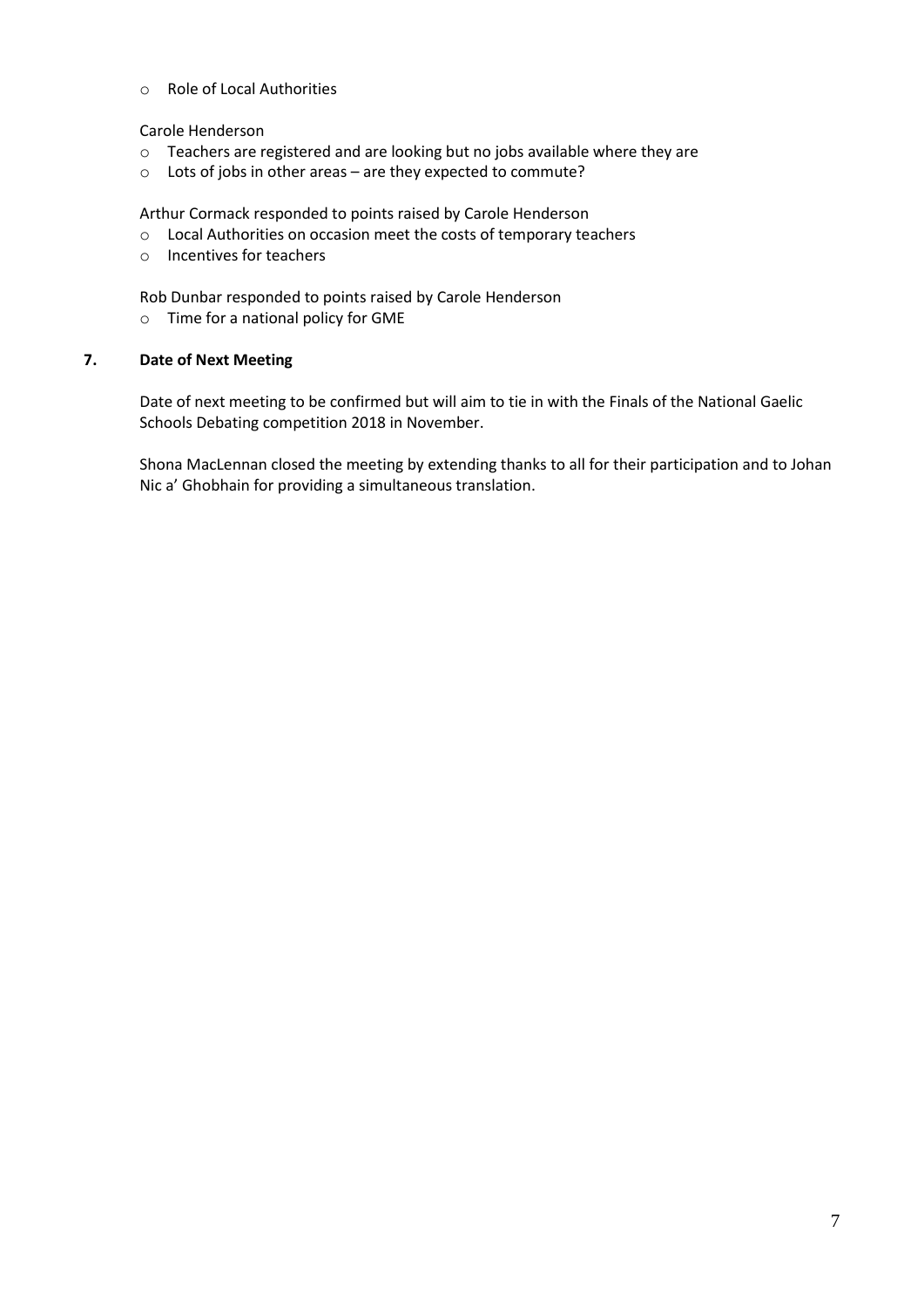- Role of Local Authorities

Carole Henderson

- Teachers are registered and are looking but no jobs available where they are
- Lots of jobs in other areas – are they expected to commute?

Arthur Cormack responded to points raised by Carole Henderson

- Local Authorities on occasion meet the costs of temporary teachers
- Incentives for teachers

Rob Dunbar responded to points raised by Carole Henderson

- Time for a national policy for GME

## 7. Date of Next Meeting

Date of next meeting to be confirmed but will aim to tie in with the Finals of the National Gaelic Schools Debating competition 2018 in November.

Shona MacLennan closed the meeting by extending thanks to all for their participation and to Johan Nic a' Ghobhain for providing a simultaneous translation.